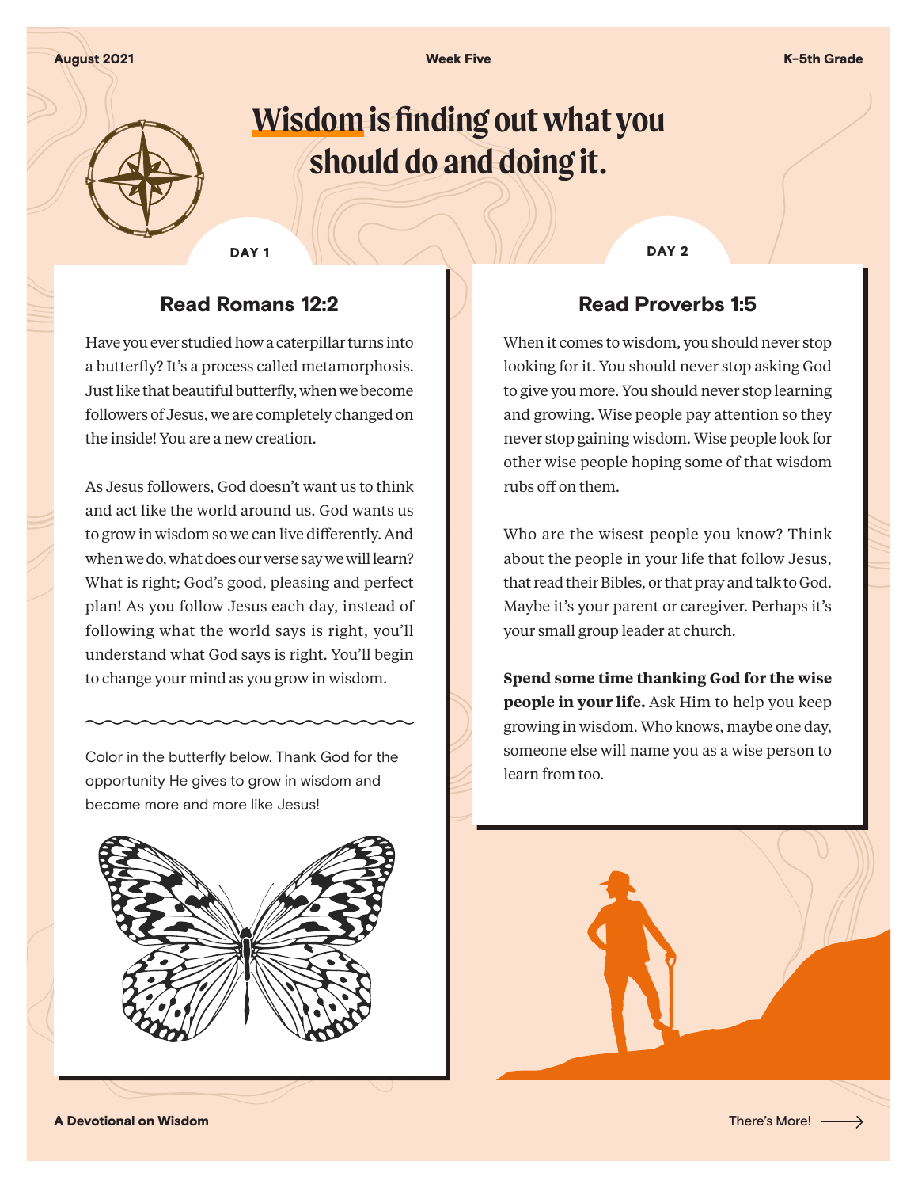# Wisdom is finding out what you should do and doing it.

DAY 1

## Read Romans 12:2

Have you ever studied how a caterpillar turns into a butterfly? It's a process called metamorphosis. Just like that beautiful butterfly, when we become followers of Jesus, we are completely changed on the inside! You are a new creation.

As Jesus followers, God doesn't want us to think and act like the world around us. God wants us to grow in wisdom so we can live differently. And when we do, what does our verse say we will learn? What is right; God's good, pleasing and perfect plan! As you follow Jesus each day, instead of following what the world says is right, you'll understand what God says is right. You'll begin to change your mind as you grow in wisdom.

Color in the butterfly below. Thank God for the opportunity He gives to grow in wisdom and become more and more like Jesus!

DAY 2

## Read Proverbs 1:5

When it comes to wisdom, you should never stop looking for it. You should never stop asking God to give you more. You should never stop learning and growing. Wise people pay attention so they never stop gaining wisdom. Wise people look for other wise people hoping some of that wisdom rubs off on them.

Who are the wisest people you know? Think about the people in your life that follow Jesus, that read their Bibles, or that pray and talk to God. Maybe it's your parent or caregiver. Perhaps it's your small group leader at church.

**Spend some time thanking God for the wise people in your life.** Ask Him to help you keep growing in wisdom. Who knows, maybe one day, someone else will name you as a wise person to learn from too.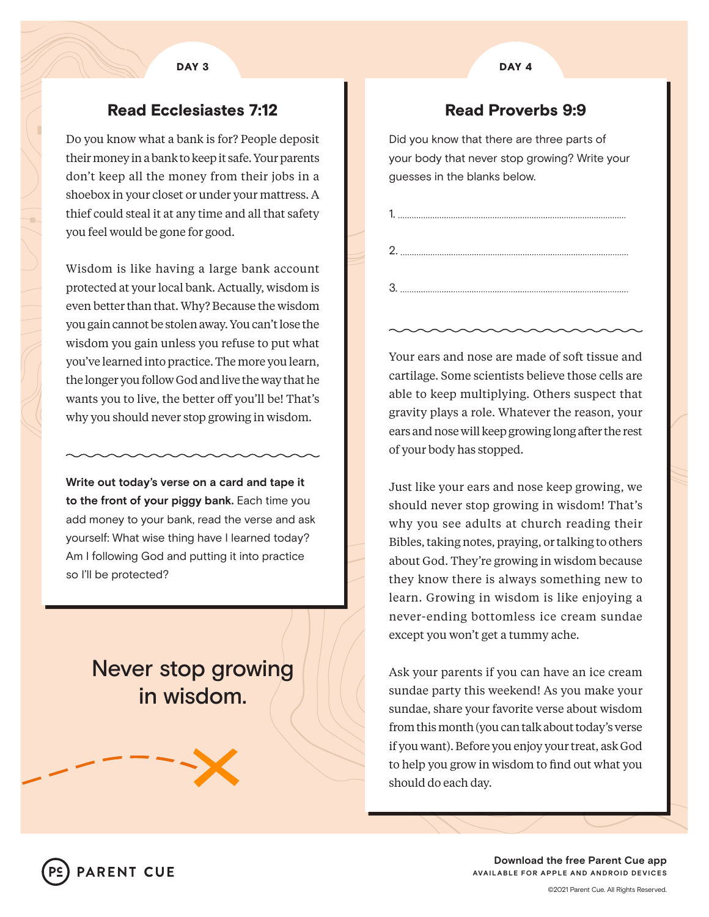DAY 3

## Read Ecclesiastes 7:12

Do you know what a bank is for? People deposit their money in a bank to keep it safe. Your parents don't keep all the money from their jobs in a shoebox in your closet or under your mattress. A thief could steal it at any time and all that safety you feel would be gone for good.

Wisdom is like having a large bank account protected at your local bank. Actually, wisdom is even better than that. Why? Because the wisdom you gain cannot be stolen away. You can't lose the wisdom you gain unless you refuse to put what you've learned into practice. The more you learn, the longer you follow God and live the way that he wants you to live, the better off you'll be! That's why you should never stop growing in wisdom.

**Write out today's verse on a card and tape it to the front of your piggy bank.** Each time you add money to your bank, read the verse and ask yourself: What wise thing have I learned today? Am I following God and putting it into practice so I'll be protected?

Never stop growing in wisdom.

DAY 4

## Read Proverbs 9:9

Did you know that there are three parts of your body that never stop growing? Write your guesses in the blanks below.

1. ..............................................................................................

2. ..............................................................................................

3. ..............................................................................................

Your ears and nose are made of soft tissue and cartilage. Some scientists believe those cells are able to keep multiplying. Others suspect that gravity plays a role. Whatever the reason, your ears and nose will keep growing long after the rest of your body has stopped.

Just like your ears and nose keep growing, we should never stop growing in wisdom! That's why you see adults at church reading their Bibles, taking notes, praying, or talking to others about God. They're growing in wisdom because they know there is always something new to learn. Growing in wisdom is like enjoying a never-ending bottomless ice cream sundae except you won't get a tummy ache.

Ask your parents if you can have an ice cream sundae party this weekend! As you make your sundae, share your favorite verse about wisdom from this month (you can talk about today's verse if you want). Before you enjoy your treat, ask God to help you grow in wisdom to find out what you should do each day.

PARENT CUE

Download the free Parent Cue app
AVAILABLE FOR APPLE AND ANDROID DEVICES

©2021 Parent Cue. All Rights Reserved.